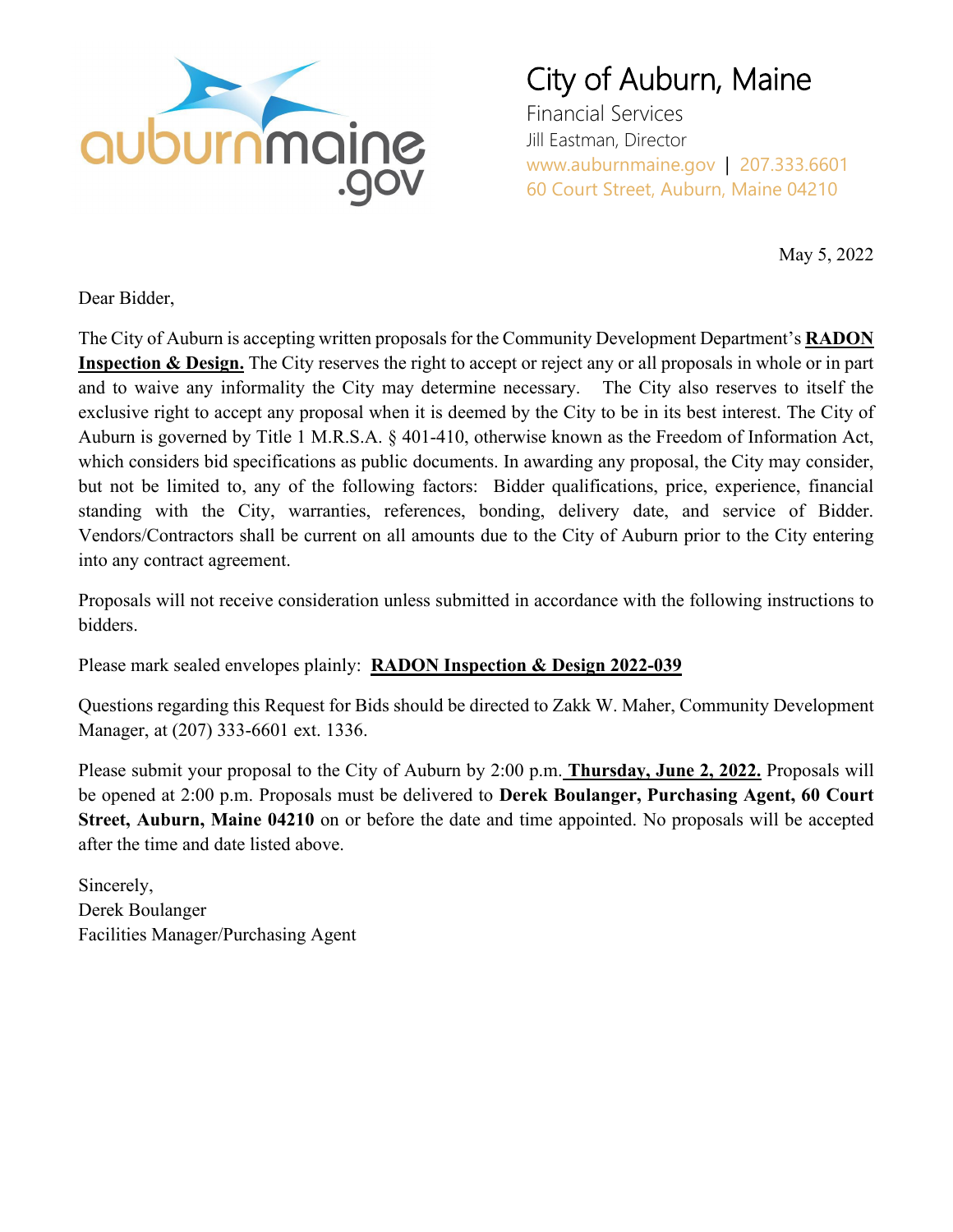auburnmaine.gov

# City of Auburn, Maine

Financial Services
Jill Eastman, Director
www.auburnmaine.gov | 207.333.6601
60 Court Street, Auburn, Maine 04210

May 5, 2022

Dear Bidder,

The City of Auburn is accepting written proposals for the Community Development Department's **RADON Inspection & Design.** The City reserves the right to accept or reject any or all proposals in whole or in part and to waive any informality the City may determine necessary. The City also reserves to itself the exclusive right to accept any proposal when it is deemed by the City to be in its best interest. The City of Auburn is governed by Title 1 M.R.S.A. § 401-410, otherwise known as the Freedom of Information Act, which considers bid specifications as public documents. In awarding any proposal, the City may consider, but not be limited to, any of the following factors: Bidder qualifications, price, experience, financial standing with the City, warranties, references, bonding, delivery date, and service of Bidder. Vendors/Contractors shall be current on all amounts due to the City of Auburn prior to the City entering into any contract agreement.

Proposals will not receive consideration unless submitted in accordance with the following instructions to bidders.

Please mark sealed envelopes plainly: **RADON Inspection & Design 2022-039**

Questions regarding this Request for Bids should be directed to Zakk W. Maher, Community Development Manager, at (207) 333-6601 ext. 1336.

Please submit your proposal to the City of Auburn by 2:00 p.m. **Thursday, June 2, 2022.** Proposals will be opened at 2:00 p.m. Proposals must be delivered to **Derek Boulanger, Purchasing Agent, 60 Court Street, Auburn, Maine 04210** on or before the date and time appointed. No proposals will be accepted after the time and date listed above.

Sincerely,
Derek Boulanger
Facilities Manager/Purchasing Agent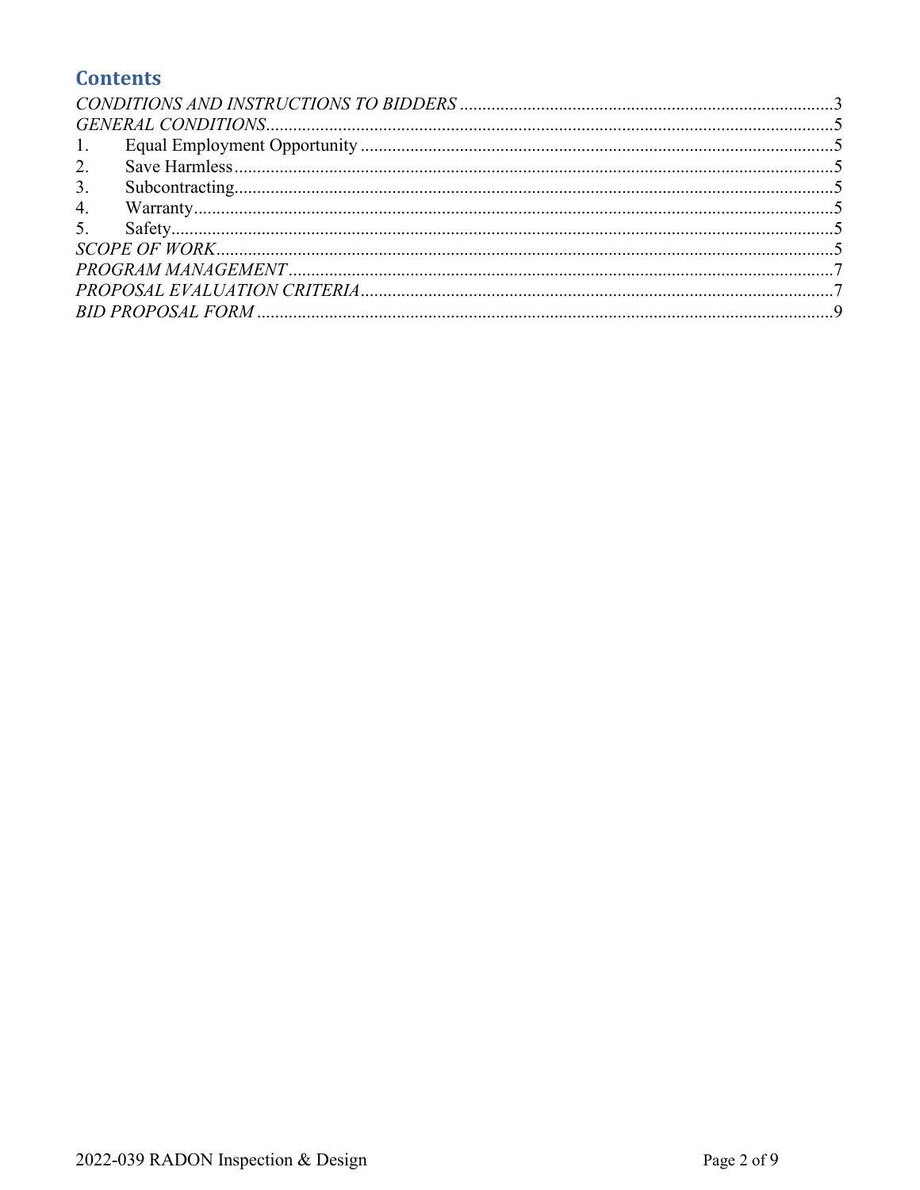## Contents

*CONDITIONS AND INSTRUCTIONS TO BIDDERS* .......... 3
*GENERAL CONDITIONS* .......... 5
1. Equal Employment Opportunity .......... 5
2. Save Harmless .......... 5
3. Subcontracting .......... 5
4. Warranty .......... 5
5. Safety .......... 5

*SCOPE OF WORK* .......... 5
*PROGRAM MANAGEMENT* .......... 7
*PROPOSAL EVALUATION CRITERIA* .......... 7
*BID PROPOSAL FORM* .......... 9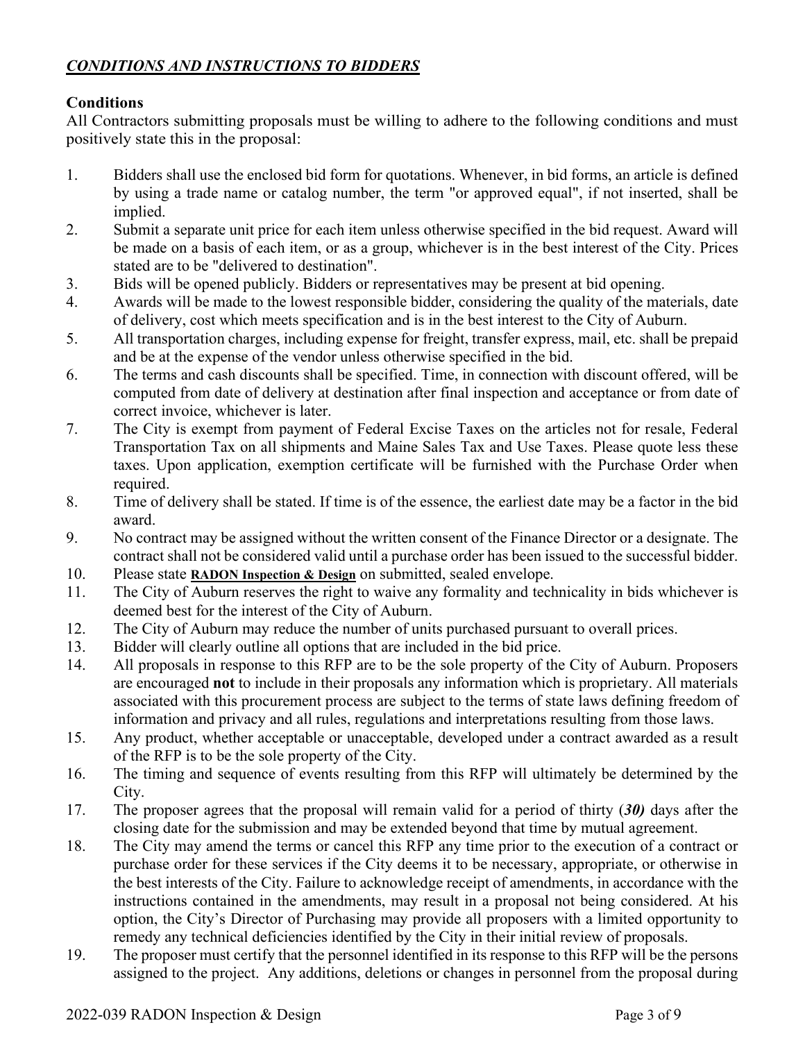## ***CONDITIONS AND INSTRUCTIONS TO BIDDERS***

### Conditions

All Contractors submitting proposals must be willing to adhere to the following conditions and must positively state this in the proposal:

1. Bidders shall use the enclosed bid form for quotations. Whenever, in bid forms, an article is defined by using a trade name or catalog number, the term "or approved equal", if not inserted, shall be implied.
2. Submit a separate unit price for each item unless otherwise specified in the bid request. Award will be made on a basis of each item, or as a group, whichever is in the best interest of the City. Prices stated are to be "delivered to destination".
3. Bids will be opened publicly. Bidders or representatives may be present at bid opening.
4. Awards will be made to the lowest responsible bidder, considering the quality of the materials, date of delivery, cost which meets specification and is in the best interest to the City of Auburn.
5. All transportation charges, including expense for freight, transfer express, mail, etc. shall be prepaid and be at the expense of the vendor unless otherwise specified in the bid.
6. The terms and cash discounts shall be specified. Time, in connection with discount offered, will be computed from date of delivery at destination after final inspection and acceptance or from date of correct invoice, whichever is later.
7. The City is exempt from payment of Federal Excise Taxes on the articles not for resale, Federal Transportation Tax on all shipments and Maine Sales Tax and Use Taxes. Please quote less these taxes. Upon application, exemption certificate will be furnished with the Purchase Order when required.
8. Time of delivery shall be stated. If time is of the essence, the earliest date may be a factor in the bid award.
9. No contract may be assigned without the written consent of the Finance Director or a designate. The contract shall not be considered valid until a purchase order has been issued to the successful bidder.
10. Please state **RADON Inspection & Design** on submitted, sealed envelope.
11. The City of Auburn reserves the right to waive any formality and technicality in bids whichever is deemed best for the interest of the City of Auburn.
12. The City of Auburn may reduce the number of units purchased pursuant to overall prices.
13. Bidder will clearly outline all options that are included in the bid price.
14. All proposals in response to this RFP are to be the sole property of the City of Auburn. Proposers are encouraged **not** to include in their proposals any information which is proprietary. All materials associated with this procurement process are subject to the terms of state laws defining freedom of information and privacy and all rules, regulations and interpretations resulting from those laws.
15. Any product, whether acceptable or unacceptable, developed under a contract awarded as a result of the RFP is to be the sole property of the City.
16. The timing and sequence of events resulting from this RFP will ultimately be determined by the City.
17. The proposer agrees that the proposal will remain valid for a period of thirty (***30)*** days after the closing date for the submission and may be extended beyond that time by mutual agreement.
18. The City may amend the terms or cancel this RFP any time prior to the execution of a contract or purchase order for these services if the City deems it to be necessary, appropriate, or otherwise in the best interests of the City. Failure to acknowledge receipt of amendments, in accordance with the instructions contained in the amendments, may result in a proposal not being considered. At his option, the City's Director of Purchasing may provide all proposers with a limited opportunity to remedy any technical deficiencies identified by the City in their initial review of proposals.
19. The proposer must certify that the personnel identified in its response to this RFP will be the persons assigned to the project. Any additions, deletions or changes in personnel from the proposal during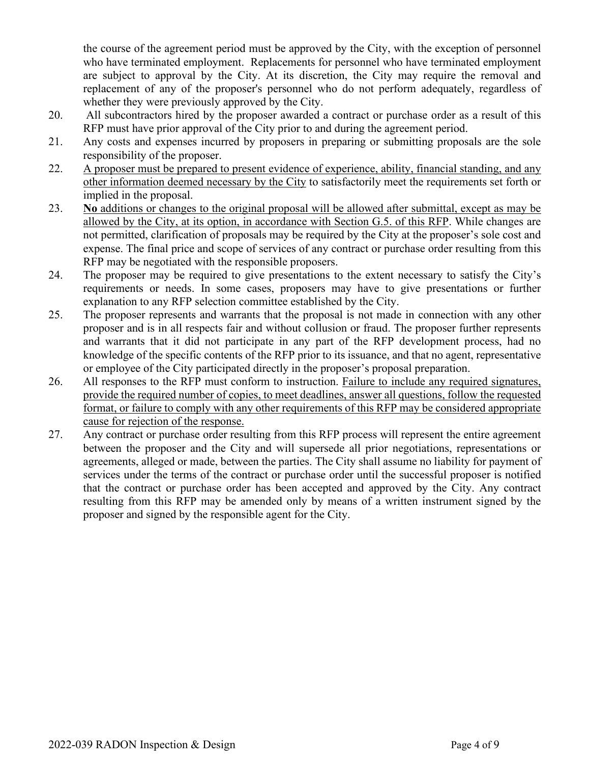the course of the agreement period must be approved by the City, with the exception of personnel who have terminated employment. Replacements for personnel who have terminated employment are subject to approval by the City. At its discretion, the City may require the removal and replacement of any of the proposer's personnel who do not perform adequately, regardless of whether they were previously approved by the City.

20. All subcontractors hired by the proposer awarded a contract or purchase order as a result of this RFP must have prior approval of the City prior to and during the agreement period.
21. Any costs and expenses incurred by proposers in preparing or submitting proposals are the sole responsibility of the proposer.
22. <u>A proposer must be prepared to present evidence of experience, ability, financial standing, and any other information deemed necessary by the City</u> to satisfactorily meet the requirements set forth or implied in the proposal.
23. <u>**No** additions or changes to the original proposal will be allowed after submittal, except as may be allowed by the City, at its option, in accordance with Section G.5. of this RFP</u>. While changes are not permitted, clarification of proposals may be required by the City at the proposer's sole cost and expense. The final price and scope of services of any contract or purchase order resulting from this RFP may be negotiated with the responsible proposers.
24. The proposer may be required to give presentations to the extent necessary to satisfy the City's requirements or needs. In some cases, proposers may have to give presentations or further explanation to any RFP selection committee established by the City.
25. The proposer represents and warrants that the proposal is not made in connection with any other proposer and is in all respects fair and without collusion or fraud. The proposer further represents and warrants that it did not participate in any part of the RFP development process, had no knowledge of the specific contents of the RFP prior to its issuance, and that no agent, representative or employee of the City participated directly in the proposer's proposal preparation.
26. All responses to the RFP must conform to instruction. <u>Failure to include any required signatures, provide the required number of copies, to meet deadlines, answer all questions, follow the requested format, or failure to comply with any other requirements of this RFP may be considered appropriate cause for rejection of the response.</u>
27. Any contract or purchase order resulting from this RFP process will represent the entire agreement between the proposer and the City and will supersede all prior negotiations, representations or agreements, alleged or made, between the parties. The City shall assume no liability for payment of services under the terms of the contract or purchase order until the successful proposer is notified that the contract or purchase order has been accepted and approved by the City. Any contract resulting from this RFP may be amended only by means of a written instrument signed by the proposer and signed by the responsible agent for the City.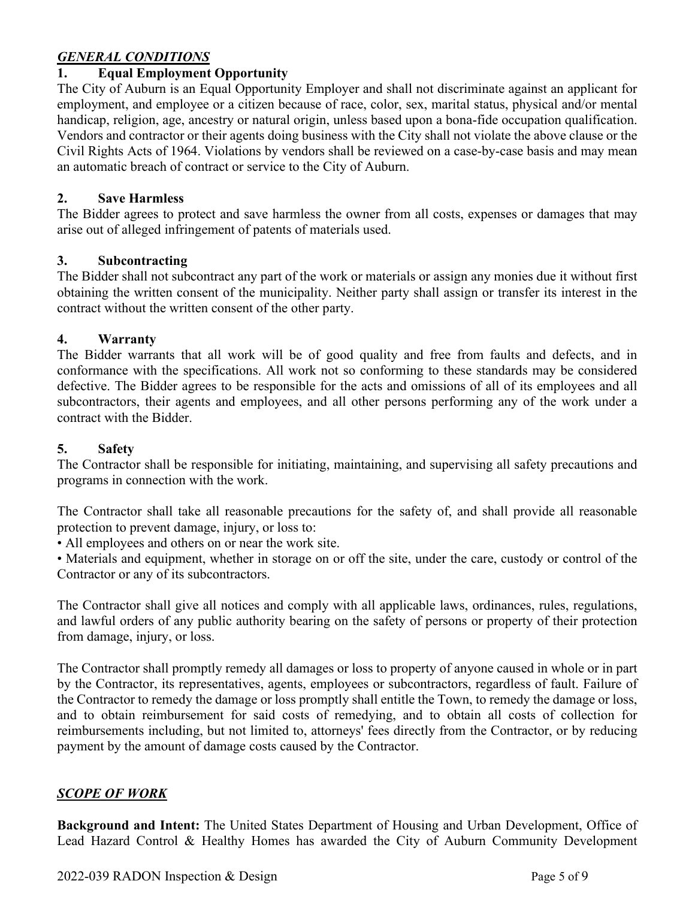## ***GENERAL CONDITIONS***

### 1. Equal Employment Opportunity

The City of Auburn is an Equal Opportunity Employer and shall not discriminate against an applicant for employment, and employee or a citizen because of race, color, sex, marital status, physical and/or mental handicap, religion, age, ancestry or natural origin, unless based upon a bona-fide occupation qualification. Vendors and contractor or their agents doing business with the City shall not violate the above clause or the Civil Rights Acts of 1964. Violations by vendors shall be reviewed on a case-by-case basis and may mean an automatic breach of contract or service to the City of Auburn.

### 2. Save Harmless

The Bidder agrees to protect and save harmless the owner from all costs, expenses or damages that may arise out of alleged infringement of patents of materials used.

### 3. Subcontracting

The Bidder shall not subcontract any part of the work or materials or assign any monies due it without first obtaining the written consent of the municipality. Neither party shall assign or transfer its interest in the contract without the written consent of the other party.

### 4. Warranty

The Bidder warrants that all work will be of good quality and free from faults and defects, and in conformance with the specifications. All work not so conforming to these standards may be considered defective. The Bidder agrees to be responsible for the acts and omissions of all of its employees and all subcontractors, their agents and employees, and all other persons performing any of the work under a contract with the Bidder.

### 5. Safety

The Contractor shall be responsible for initiating, maintaining, and supervising all safety precautions and programs in connection with the work.

The Contractor shall take all reasonable precautions for the safety of, and shall provide all reasonable protection to prevent damage, injury, or loss to:

- All employees and others on or near the work site.
- Materials and equipment, whether in storage on or off the site, under the care, custody or control of the Contractor or any of its subcontractors.

The Contractor shall give all notices and comply with all applicable laws, ordinances, rules, regulations, and lawful orders of any public authority bearing on the safety of persons or property of their protection from damage, injury, or loss.

The Contractor shall promptly remedy all damages or loss to property of anyone caused in whole or in part by the Contractor, its representatives, agents, employees or subcontractors, regardless of fault. Failure of the Contractor to remedy the damage or loss promptly shall entitle the Town, to remedy the damage or loss, and to obtain reimbursement for said costs of remedying, and to obtain all costs of collection for reimbursements including, but not limited to, attorneys' fees directly from the Contractor, or by reducing payment by the amount of damage costs caused by the Contractor.

## ***SCOPE OF WORK***

**Background and Intent:** The United States Department of Housing and Urban Development, Office of Lead Hazard Control & Healthy Homes has awarded the City of Auburn Community Development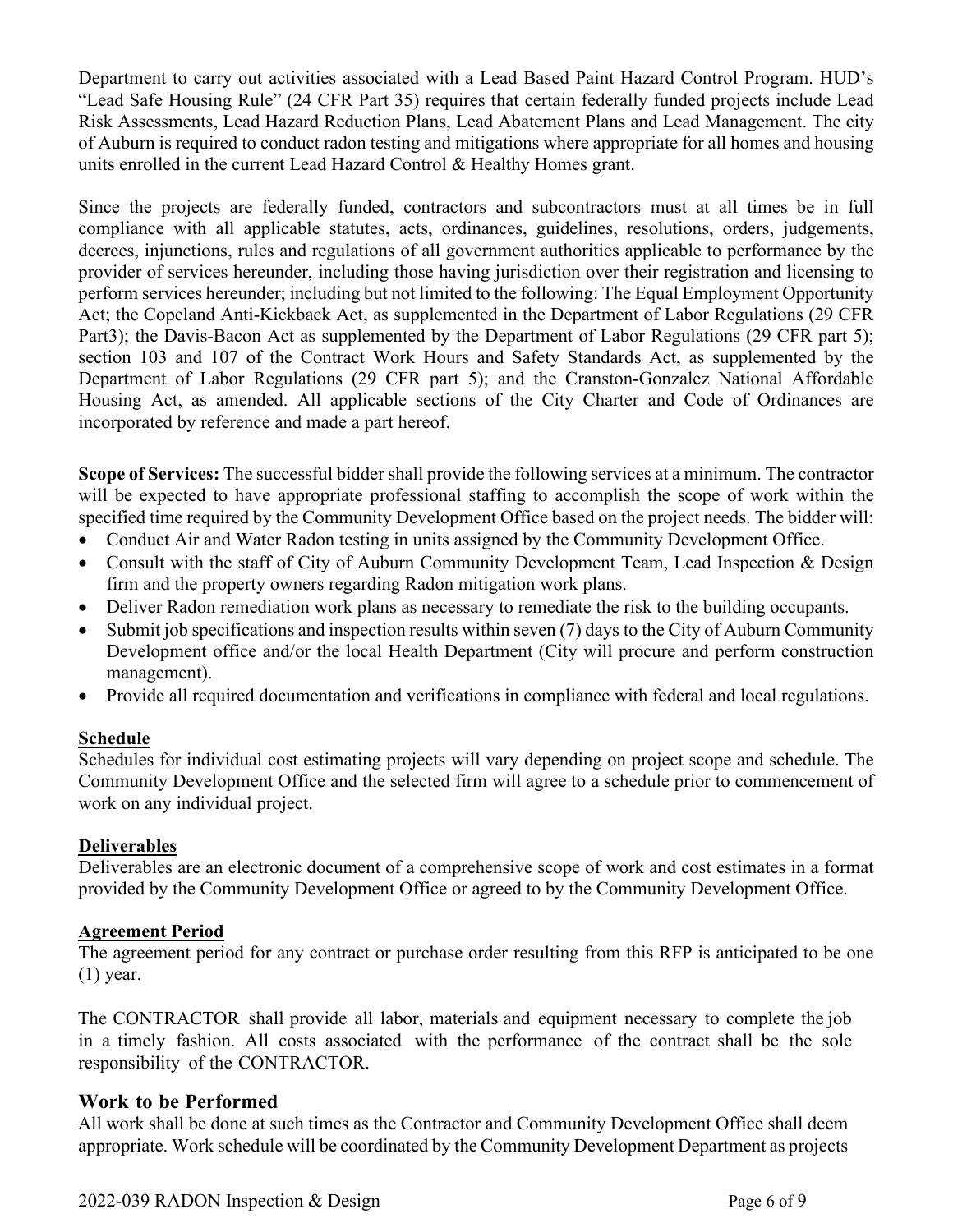Department to carry out activities associated with a Lead Based Paint Hazard Control Program. HUD's "Lead Safe Housing Rule" (24 CFR Part 35) requires that certain federally funded projects include Lead Risk Assessments, Lead Hazard Reduction Plans, Lead Abatement Plans and Lead Management. The city of Auburn is required to conduct radon testing and mitigations where appropriate for all homes and housing units enrolled in the current Lead Hazard Control & Healthy Homes grant.

Since the projects are federally funded, contractors and subcontractors must at all times be in full compliance with all applicable statutes, acts, ordinances, guidelines, resolutions, orders, judgements, decrees, injunctions, rules and regulations of all government authorities applicable to performance by the provider of services hereunder, including those having jurisdiction over their registration and licensing to perform services hereunder; including but not limited to the following: The Equal Employment Opportunity Act; the Copeland Anti-Kickback Act, as supplemented in the Department of Labor Regulations (29 CFR Part3); the Davis-Bacon Act as supplemented by the Department of Labor Regulations (29 CFR part 5); section 103 and 107 of the Contract Work Hours and Safety Standards Act, as supplemented by the Department of Labor Regulations (29 CFR part 5); and the Cranston-Gonzalez National Affordable Housing Act, as amended. All applicable sections of the City Charter and Code of Ordinances are incorporated by reference and made a part hereof.

**Scope of Services:** The successful bidder shall provide the following services at a minimum. The contractor will be expected to have appropriate professional staffing to accomplish the scope of work within the specified time required by the Community Development Office based on the project needs. The bidder will:

- Conduct Air and Water Radon testing in units assigned by the Community Development Office.
- Consult with the staff of City of Auburn Community Development Team, Lead Inspection & Design firm and the property owners regarding Radon mitigation work plans.
- Deliver Radon remediation work plans as necessary to remediate the risk to the building occupants.
- Submit job specifications and inspection results within seven (7) days to the City of Auburn Community Development office and/or the local Health Department (City will procure and perform construction management).
- Provide all required documentation and verifications in compliance with federal and local regulations.

## Schedule

Schedules for individual cost estimating projects will vary depending on project scope and schedule. The Community Development Office and the selected firm will agree to a schedule prior to commencement of work on any individual project.

## Deliverables

Deliverables are an electronic document of a comprehensive scope of work and cost estimates in a format provided by the Community Development Office or agreed to by the Community Development Office.

## Agreement Period

The agreement period for any contract or purchase order resulting from this RFP is anticipated to be one (1) year.

The CONTRACTOR shall provide all labor, materials and equipment necessary to complete the job in a timely fashion. All costs associated with the performance of the contract shall be the sole responsibility of the CONTRACTOR.

## Work to be Performed

All work shall be done at such times as the Contractor and Community Development Office shall deem appropriate. Work schedule will be coordinated by the Community Development Department as projects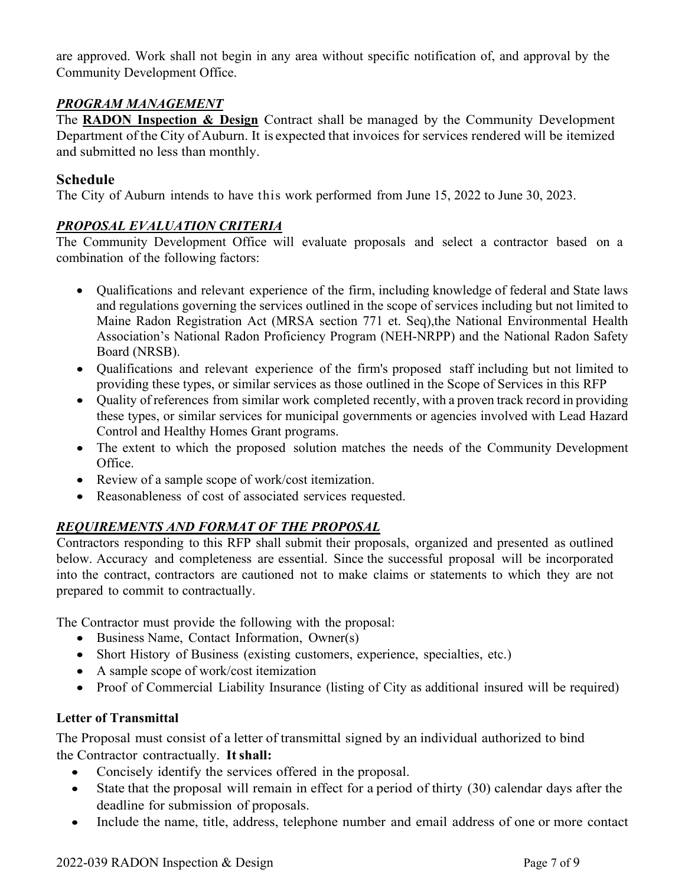are approved. Work shall not begin in any area without specific notification of, and approval by the Community Development Office.

## ***PROGRAM MANAGEMENT***

The **RADON Inspection & Design** Contract shall be managed by the Community Development Department of the City of Auburn. It is expected that invoices for services rendered will be itemized and submitted no less than monthly.

## Schedule

The City of Auburn intends to have this work performed from June 15, 2022 to June 30, 2023.

## ***PROPOSAL EVALUATION CRITERIA***

The Community Development Office will evaluate proposals and select a contractor based on a combination of the following factors:

- Qualifications and relevant experience of the firm, including knowledge of federal and State laws and regulations governing the services outlined in the scope of services including but not limited to Maine Radon Registration Act (MRSA section 771 et. Seq),the National Environmental Health Association's National Radon Proficiency Program (NEH-NRPP) and the National Radon Safety Board (NRSB).
- Qualifications and relevant experience of the firm's proposed staff including but not limited to providing these types, or similar services as those outlined in the Scope of Services in this RFP
- Quality of references from similar work completed recently, with a proven track record in providing these types, or similar services for municipal governments or agencies involved with Lead Hazard Control and Healthy Homes Grant programs.
- The extent to which the proposed solution matches the needs of the Community Development Office.
- Review of a sample scope of work/cost itemization.
- Reasonableness of cost of associated services requested.

## ***REQUIREMENTS AND FORMAT OF THE PROPOSAL***

Contractors responding to this RFP shall submit their proposals, organized and presented as outlined below. Accuracy and completeness are essential. Since the successful proposal will be incorporated into the contract, contractors are cautioned not to make claims or statements to which they are not prepared to commit to contractually.

The Contractor must provide the following with the proposal:

- Business Name, Contact Information, Owner(s)
- Short History of Business (existing customers, experience, specialties, etc.)
- A sample scope of work/cost itemization
- Proof of Commercial Liability Insurance (listing of City as additional insured will be required)

### Letter of Transmittal

The Proposal must consist of a letter of transmittal signed by an individual authorized to bind the Contractor contractually. **It shall:**

- Concisely identify the services offered in the proposal.
- State that the proposal will remain in effect for a period of thirty (30) calendar days after the deadline for submission of proposals.
- Include the name, title, address, telephone number and email address of one or more contact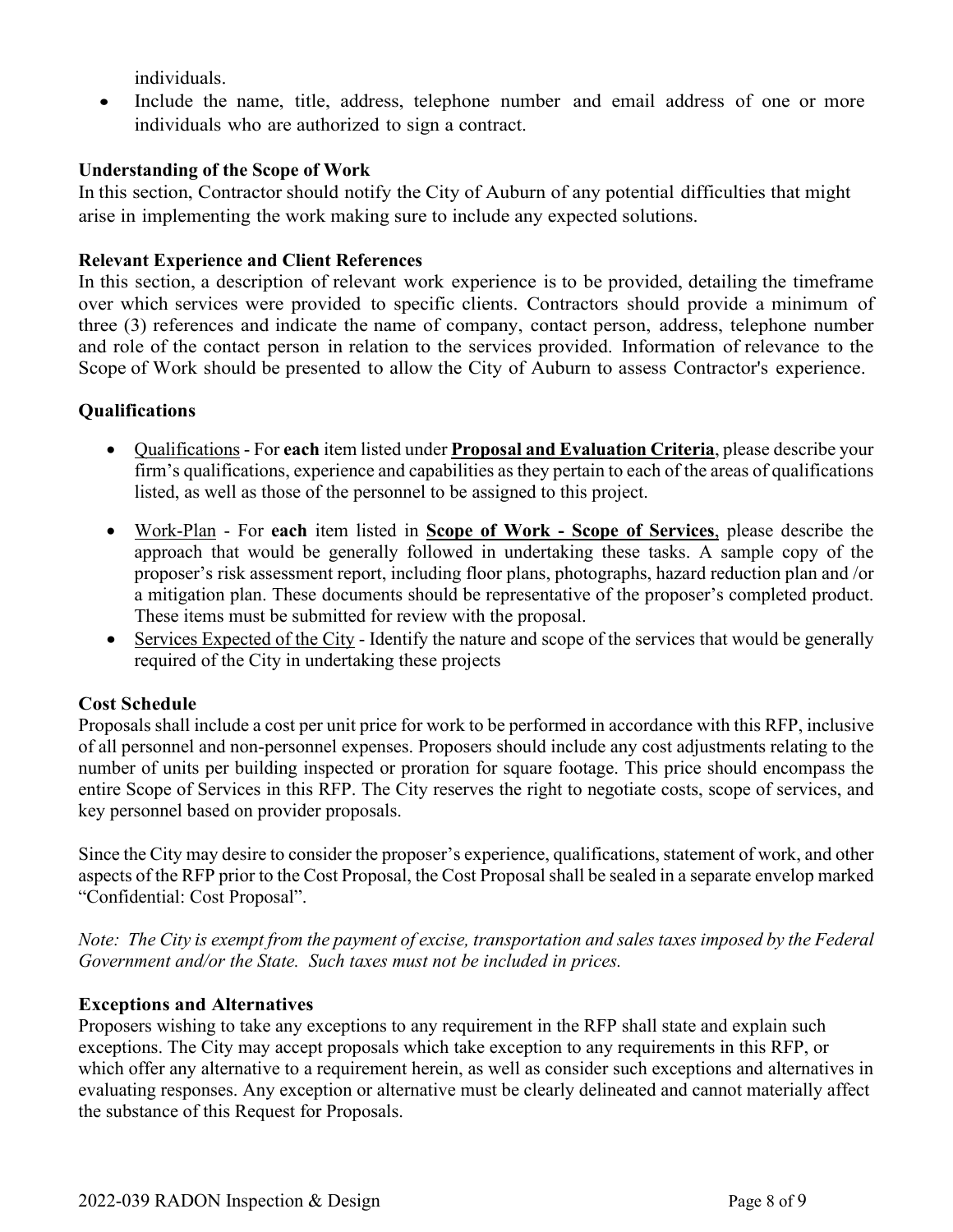individuals.

- Include the name, title, address, telephone number and email address of one or more individuals who are authorized to sign a contract.

**Understanding of the Scope of Work**

In this section, Contractor should notify the City of Auburn of any potential difficulties that might arise in implementing the work making sure to include any expected solutions.

**Relevant Experience and Client References**

In this section, a description of relevant work experience is to be provided, detailing the timeframe over which services were provided to specific clients. Contractors should provide a minimum of three (3) references and indicate the name of company, contact person, address, telephone number and role of the contact person in relation to the services provided. Information of relevance to the Scope of Work should be presented to allow the City of Auburn to assess Contractor's experience.

**Qualifications**

- Qualifications - For **each** item listed under **Proposal and Evaluation Criteria**, please describe your firm's qualifications, experience and capabilities as they pertain to each of the areas of qualifications listed, as well as those of the personnel to be assigned to this project.
- Work-Plan - For **each** item listed in **Scope of Work - Scope of Services**, please describe the approach that would be generally followed in undertaking these tasks. A sample copy of the proposer's risk assessment report, including floor plans, photographs, hazard reduction plan and /or a mitigation plan. These documents should be representative of the proposer's completed product. These items must be submitted for review with the proposal.
- Services Expected of the City - Identify the nature and scope of the services that would be generally required of the City in undertaking these projects

**Cost Schedule**

Proposals shall include a cost per unit price for work to be performed in accordance with this RFP, inclusive of all personnel and non-personnel expenses. Proposers should include any cost adjustments relating to the number of units per building inspected or proration for square footage. This price should encompass the entire Scope of Services in this RFP. The City reserves the right to negotiate costs, scope of services, and key personnel based on provider proposals.

Since the City may desire to consider the proposer's experience, qualifications, statement of work, and other aspects of the RFP prior to the Cost Proposal, the Cost Proposal shall be sealed in a separate envelop marked "Confidential: Cost Proposal".

*Note: The City is exempt from the payment of excise, transportation and sales taxes imposed by the Federal Government and/or the State. Such taxes must not be included in prices.*

**Exceptions and Alternatives**

Proposers wishing to take any exceptions to any requirement in the RFP shall state and explain such exceptions. The City may accept proposals which take exception to any requirements in this RFP, or which offer any alternative to a requirement herein, as well as consider such exceptions and alternatives in evaluating responses. Any exception or alternative must be clearly delineated and cannot materially affect the substance of this Request for Proposals.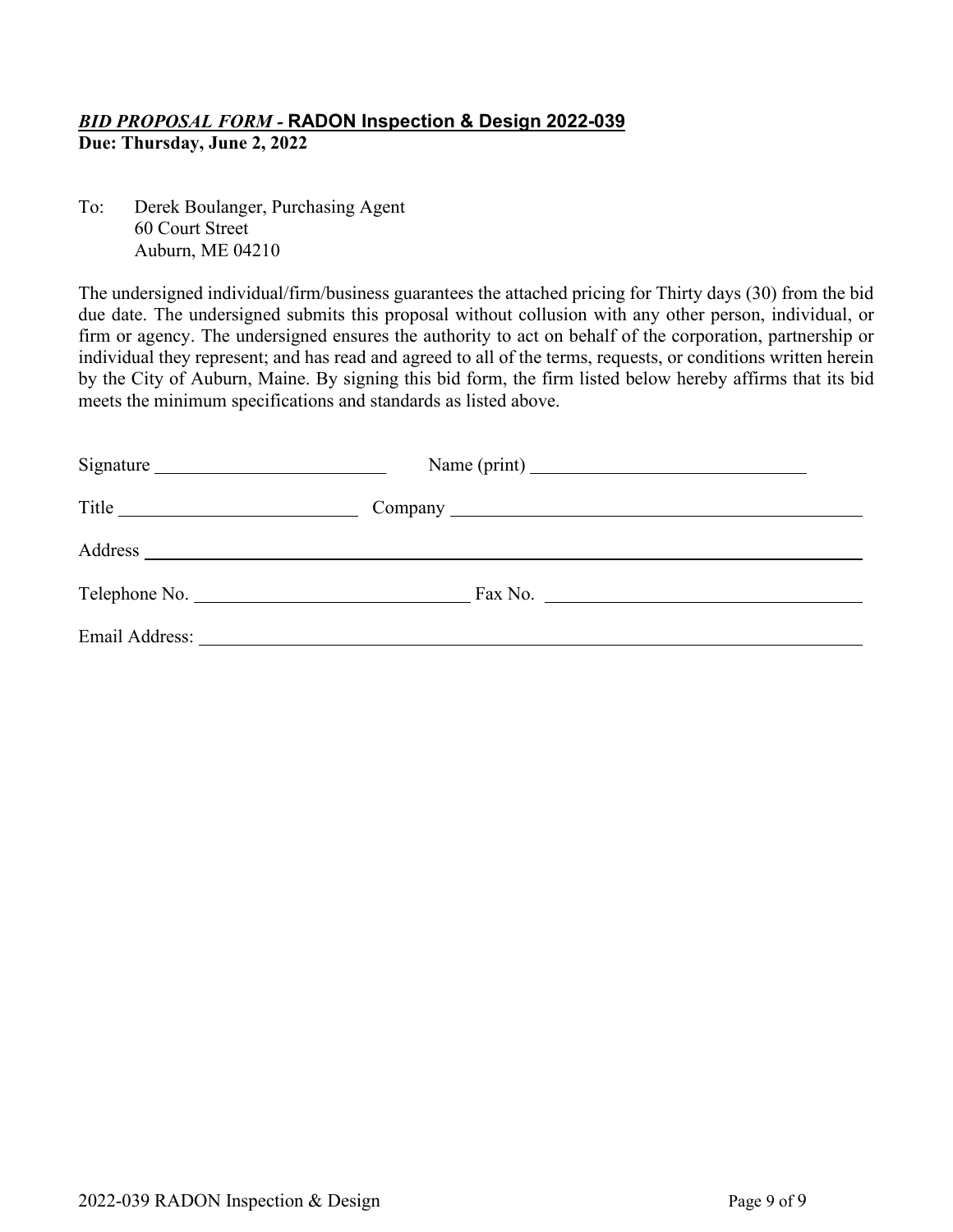***BID PROPOSAL FORM* - RADON Inspection & Design 2022-039**

**Due: Thursday, June 2, 2022**

To: Derek Boulanger, Purchasing Agent
60 Court Street
Auburn, ME 04210

The undersigned individual/firm/business guarantees the attached pricing for Thirty days (30) from the bid due date. The undersigned submits this proposal without collusion with any other person, individual, or firm or agency. The undersigned ensures the authority to act on behalf of the corporation, partnership or individual they represent; and has read and agreed to all of the terms, requests, or conditions written herein by the City of Auburn, Maine. By signing this bid form, the firm listed below hereby affirms that its bid meets the minimum specifications and standards as listed above.

Signature ________________________ Name (print) ____________________________

Title ________________________ Company ________________________________________

Address ____________________________________________________________________

Telephone No. ____________________________ Fax No. ________________________________

Email Address: ______________________________________________________________